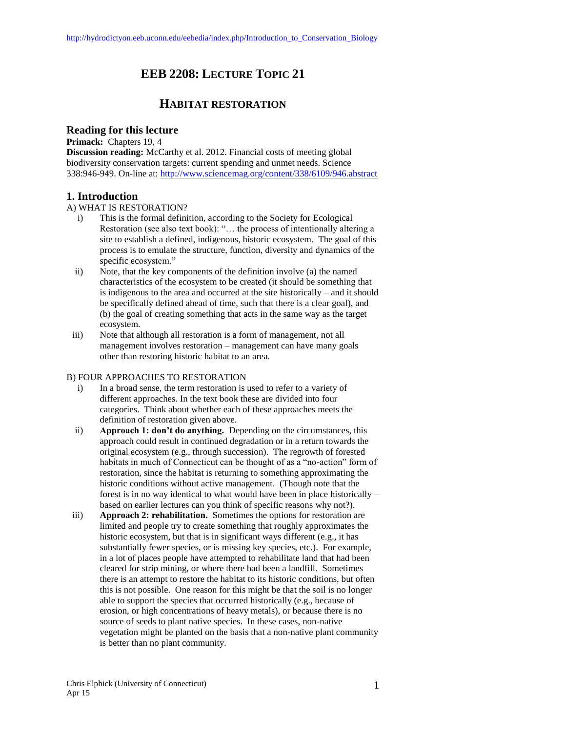# EEB 2208: LECTURE TOPIC 21

## HABITAT RESTORATION

### Reading for this lecture

**Primack:** Chapters 19, 4

**Discussion reading:** McCarthy et al. 2012. Financial costs of meeting global biodiversity conservation targets: current spending and unmet needs. Science 338:946-949. On-line at: http://www.sciencemag.org/content/338/6109/946.abstract

### 1. Introduction

A) WHAT IS RESTORATION?

i) This is the formal definition, according to the Society for Ecological Restoration (see also text book): "… the process of intentionally altering a site to establish a defined, indigenous, historic ecosystem. The goal of this process is to emulate the structure, function, diversity and dynamics of the specific ecosystem."

ii) Note, that the key components of the definition involve (a) the named characteristics of the ecosystem to be created (it should be something that is indigenous to the area and occurred at the site historically – and it should be specifically defined ahead of time, such that there is a clear goal), and (b) the goal of creating something that acts in the same way as the target ecosystem.

iii) Note that although all restoration is a form of management, not all management involves restoration – management can have many goals other than restoring historic habitat to an area.

B) FOUR APPROACHES TO RESTORATION

i) In a broad sense, the term restoration is used to refer to a variety of different approaches. In the text book these are divided into four categories. Think about whether each of these approaches meets the definition of restoration given above.

ii) **Approach 1: don't do anything.** Depending on the circumstances, this approach could result in continued degradation or in a return towards the original ecosystem (e.g., through succession). The regrowth of forested habitats in much of Connecticut can be thought of as a "no-action" form of restoration, since the habitat is returning to something approximating the historic conditions without active management. (Though note that the forest is in no way identical to what would have been in place historically – based on earlier lectures can you think of specific reasons why not?).

iii) **Approach 2: rehabilitation.** Sometimes the options for restoration are limited and people try to create something that roughly approximates the historic ecosystem, but that is in significant ways different (e.g., it has substantially fewer species, or is missing key species, etc.). For example, in a lot of places people have attempted to rehabilitate land that had been cleared for strip mining, or where there had been a landfill. Sometimes there is an attempt to restore the habitat to its historic conditions, but often this is not possible. One reason for this might be that the soil is no longer able to support the species that occurred historically (e.g., because of erosion, or high concentrations of heavy metals), or because there is no source of seeds to plant native species. In these cases, non-native vegetation might be planted on the basis that a non-native plant community is better than no plant community.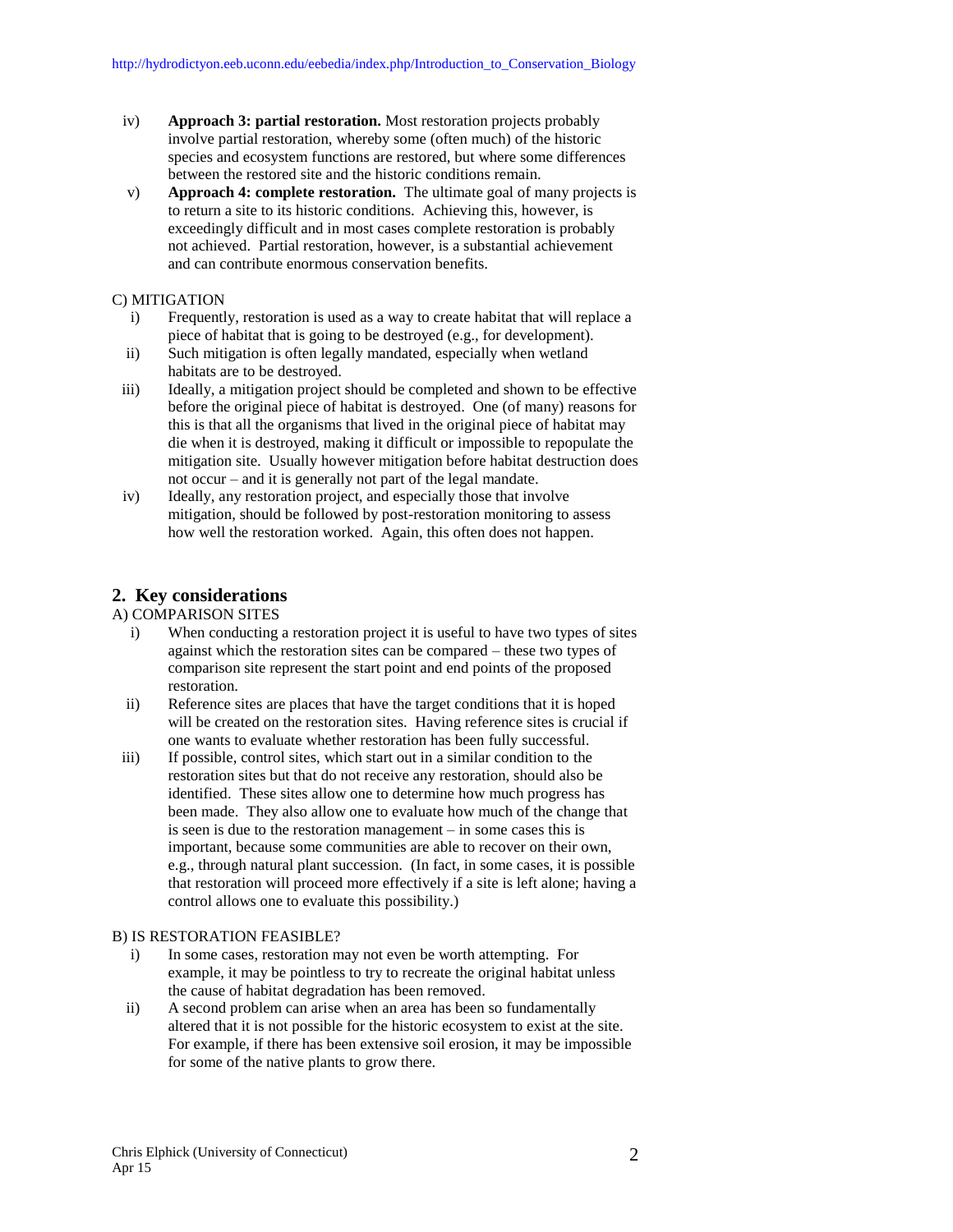iv) **Approach 3: partial restoration.** Most restoration projects probably involve partial restoration, whereby some (often much) of the historic species and ecosystem functions are restored, but where some differences between the restored site and the historic conditions remain.

v) **Approach 4: complete restoration.** The ultimate goal of many projects is to return a site to its historic conditions. Achieving this, however, is exceedingly difficult and in most cases complete restoration is probably not achieved. Partial restoration, however, is a substantial achievement and can contribute enormous conservation benefits.

C) MITIGATION

i) Frequently, restoration is used as a way to create habitat that will replace a piece of habitat that is going to be destroyed (e.g., for development).

ii) Such mitigation is often legally mandated, especially when wetland habitats are to be destroyed.

iii) Ideally, a mitigation project should be completed and shown to be effective before the original piece of habitat is destroyed. One (of many) reasons for this is that all the organisms that lived in the original piece of habitat may die when it is destroyed, making it difficult or impossible to repopulate the mitigation site. Usually however mitigation before habitat destruction does not occur – and it is generally not part of the legal mandate.

iv) Ideally, any restoration project, and especially those that involve mitigation, should be followed by post-restoration monitoring to assess how well the restoration worked. Again, this often does not happen.

## 2. Key considerations

A) COMPARISON SITES

i) When conducting a restoration project it is useful to have two types of sites against which the restoration sites can be compared – these two types of comparison site represent the start point and end points of the proposed restoration.

ii) Reference sites are places that have the target conditions that it is hoped will be created on the restoration sites. Having reference sites is crucial if one wants to evaluate whether restoration has been fully successful.

iii) If possible, control sites, which start out in a similar condition to the restoration sites but that do not receive any restoration, should also be identified. These sites allow one to determine how much progress has been made. They also allow one to evaluate how much of the change that is seen is due to the restoration management – in some cases this is important, because some communities are able to recover on their own, e.g., through natural plant succession. (In fact, in some cases, it is possible that restoration will proceed more effectively if a site is left alone; having a control allows one to evaluate this possibility.)

B) IS RESTORATION FEASIBLE?

i) In some cases, restoration may not even be worth attempting. For example, it may be pointless to try to recreate the original habitat unless the cause of habitat degradation has been removed.

ii) A second problem can arise when an area has been so fundamentally altered that it is not possible for the historic ecosystem to exist at the site. For example, if there has been extensive soil erosion, it may be impossible for some of the native plants to grow there.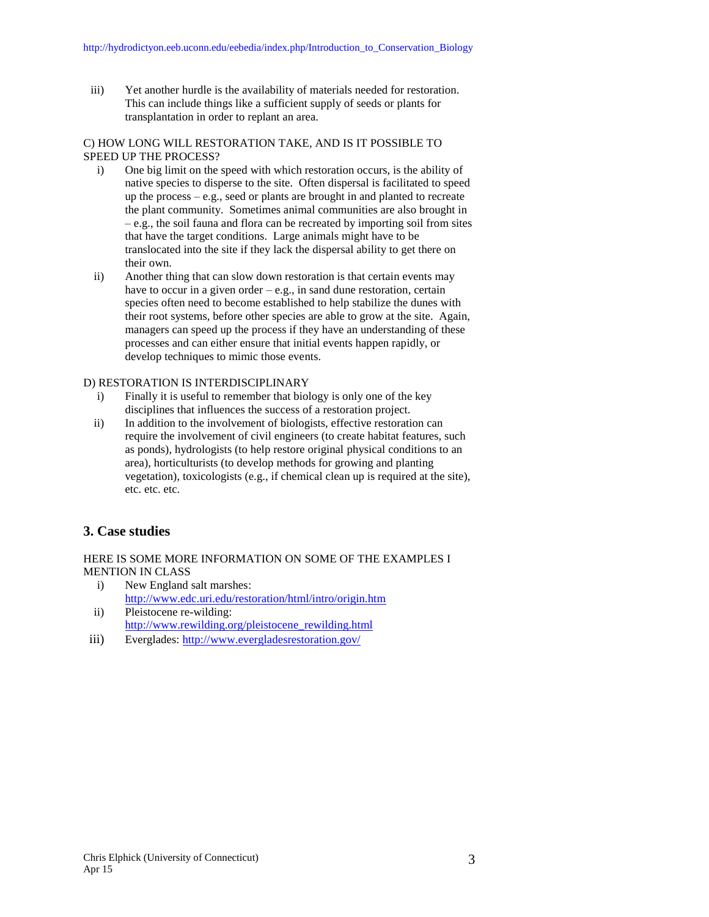iii) Yet another hurdle is the availability of materials needed for restoration. This can include things like a sufficient supply of seeds or plants for transplantation in order to replant an area.

C) HOW LONG WILL RESTORATION TAKE, AND IS IT POSSIBLE TO SPEED UP THE PROCESS?

i) One big limit on the speed with which restoration occurs, is the ability of native species to disperse to the site. Often dispersal is facilitated to speed up the process – e.g., seed or plants are brought in and planted to recreate the plant community. Sometimes animal communities are also brought in – e.g., the soil fauna and flora can be recreated by importing soil from sites that have the target conditions. Large animals might have to be translocated into the site if they lack the dispersal ability to get there on their own.

ii) Another thing that can slow down restoration is that certain events may have to occur in a given order – e.g., in sand dune restoration, certain species often need to become established to help stabilize the dunes with their root systems, before other species are able to grow at the site. Again, managers can speed up the process if they have an understanding of these processes and can either ensure that initial events happen rapidly, or develop techniques to mimic those events.

D) RESTORATION IS INTERDISCIPLINARY

i) Finally it is useful to remember that biology is only one of the key disciplines that influences the success of a restoration project.

ii) In addition to the involvement of biologists, effective restoration can require the involvement of civil engineers (to create habitat features, such as ponds), hydrologists (to help restore original physical conditions to an area), horticulturists (to develop methods for growing and planting vegetation), toxicologists (e.g., if chemical clean up is required at the site), etc. etc. etc.

## 3. Case studies

HERE IS SOME MORE INFORMATION ON SOME OF THE EXAMPLES I MENTION IN CLASS

i) New England salt marshes: http://www.edc.uri.edu/restoration/html/intro/origin.htm

ii) Pleistocene re-wilding: http://www.rewilding.org/pleistocene_rewilding.html

iii) Everglades: http://www.evergladesrestoration.gov/